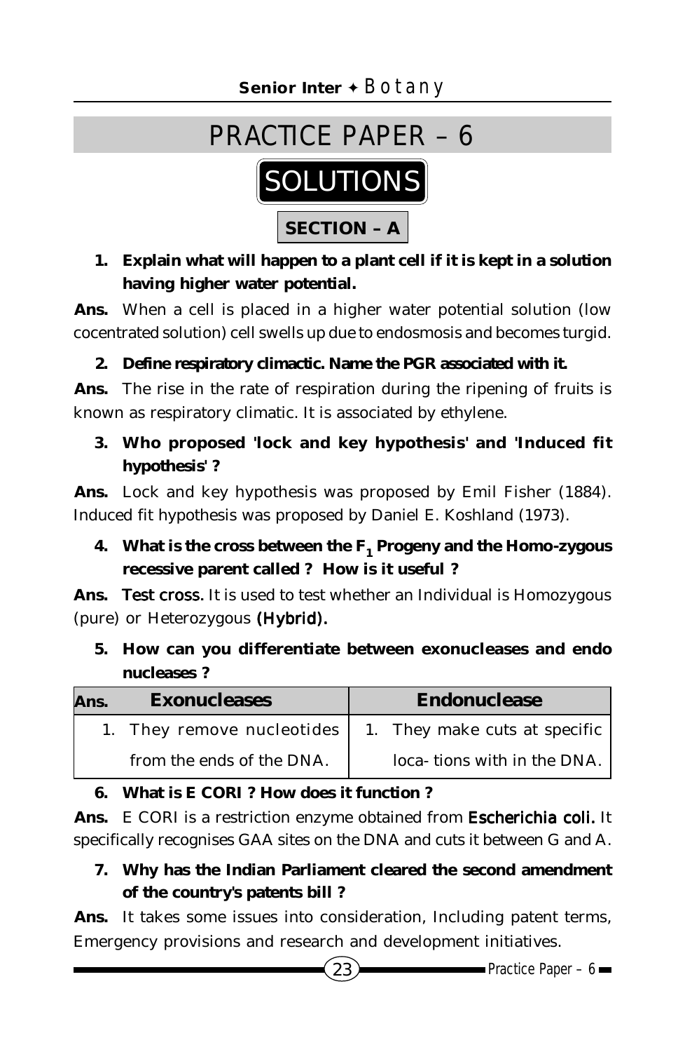# PRACTICE PAPER – 6

## SOLUTIONS

### SECTION – A

**1. Explain what will happen to a plant cell if it is kept in a solution having higher water potential.**

**Ans.** When a cell is placed in a higher water potential solution (low cocentrated solution) cell swells up due to endosmosis and becomes turgid.

**2. Define respiratory climactic. Name the PGR associated with it.**

**Ans.** The rise in the rate of respiration during the ripening of fruits is known as respiratory climatic. It is associated by ethylene.

**3. Who proposed 'lock and key hypothesis' and 'Induced fit hypothesis' ?**

**Ans.** Lock and key hypothesis was proposed by Emil Fisher (1884). Induced fit hypothesis was proposed by Daniel E. Koshland (1973).

**4. What is the cross between the $F_1$ Progeny and the Homo-zygous recessive parent called ? How is it useful ?**

**Ans.** **Test cross.** It is used to test whether an Individual is Homozygous (pure) or Heterozygous **(Hybrid).**

**5. How can you differentiate between exonucleases and endo nucleases ?**

**Ans.**

| Exonucleases | Endonuclease |
|---|---|
| 1. They remove nucleotides from the ends of the DNA. | 1. They make cuts at specific loca- tions with in the DNA. |

**6. What is E CORI ? How does it function ?**

**Ans.** E CORI is a restriction enzyme obtained from **Escherichia coli.** It specifically recognises GAA sites on the DNA and cuts it between G and A.

**7. Why has the Indian Parliament cleared the second amendment of the country's patents bill ?**

**Ans.** It takes some issues into consideration, Including patent terms, Emergency provisions and research and development initiatives.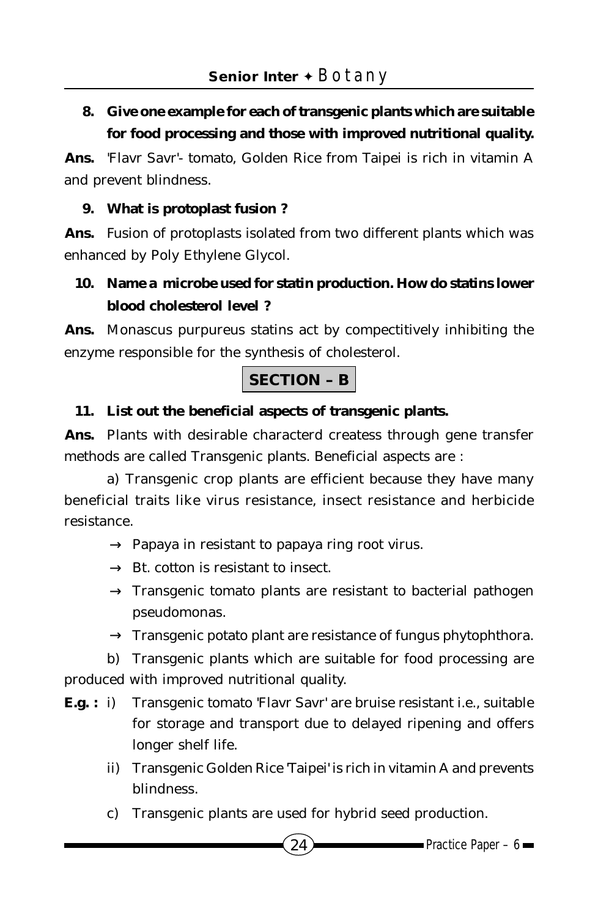**8. Give one example for each of transgenic plants which are suitable for food processing and those with improved nutritional quality.**

**Ans.** 'Flavr Savr'- tomato, Golden Rice from Taipei is rich in vitamin A and prevent blindness.

**9. What is protoplast fusion ?**

**Ans.** Fusion of protoplasts isolated from two different plants which was enhanced by Poly Ethylene Glycol.

**10. Name a microbe used for statin production. How do statins lower blood cholesterol level ?**

**Ans.** Monascus purpureus statins act by compectitively inhibiting the enzyme responsible for the synthesis of cholesterol.

## SECTION – B

**11. List out the beneficial aspects of transgenic plants.**

**Ans.** Plants with desirable characterd createss through gene transfer methods are called Transgenic plants. Beneficial aspects are :

a) Transgenic crop plants are efficient because they have many beneficial traits like virus resistance, insect resistance and herbicide resistance.

- → Papaya in resistant to papaya ring root virus.
- → Bt. cotton is resistant to insect.
- → Transgenic tomato plants are resistant to bacterial pathogen pseudomonas.
- → Transgenic potato plant are resistance of fungus phytophthora.

b) Transgenic plants which are suitable for food processing are produced with improved nutritional quality.

**E.g. :** i) Transgenic tomato 'Flavr Savr' are bruise resistant i.e., suitable for storage and transport due to delayed ripening and offers longer shelf life.

ii) Transgenic Golden Rice 'Taipei' is rich in vitamin A and prevents blindness.

c) Transgenic plants are used for hybrid seed production.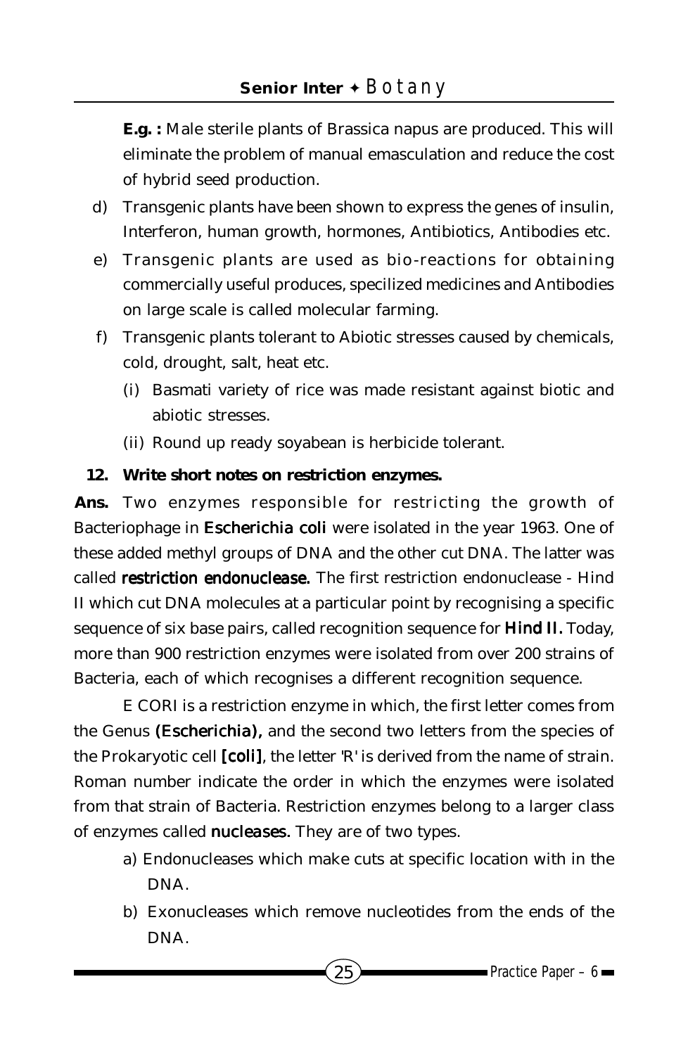**E.g. :** Male sterile plants of Brassica napus are produced. This will eliminate the problem of manual emasculation and reduce the cost of hybrid seed production.

d) Transgenic plants have been shown to express the genes of insulin, Interferon, human growth, hormones, Antibiotics, Antibodies etc.

e) Transgenic plants are used as bio-reactions for obtaining commercially useful produces, specilized medicines and Antibodies on large scale is called molecular farming.

f) Transgenic plants tolerant to Abiotic stresses caused by chemicals, cold, drought, salt, heat etc.

   (i) Basmati variety of rice was made resistant against biotic and abiotic stresses.

   (ii) Round up ready soyabean is herbicide tolerant.

**12. Write short notes on restriction enzymes.**

**Ans.** Two enzymes responsible for restricting the growth of Bacteriophage in **Escherichia coli** were isolated in the year 1963. One of these added methyl groups of DNA and the other cut DNA. The latter was called **restriction endonuclease.** The first restriction endonuclease - Hind II which cut DNA molecules at a particular point by recognising a specific sequence of six base pairs, called recognition sequence for **Hind II.** Today, more than 900 restriction enzymes were isolated from over 200 strains of Bacteria, each of which recognises a different recognition sequence.

E CORI is a restriction enzyme in which, the first letter comes from the Genus **(Escherichia),** and the second two letters from the species of the Prokaryotic cell **[coli]**, the letter 'R' is derived from the name of strain. Roman number indicate the order in which the enzymes were isolated from that strain of Bacteria. Restriction enzymes belong to a larger class of enzymes called **nucleases.** They are of two types.

a) Endonucleases which make cuts at specific location with in the DNA.

b) Exonucleases which remove nucleotides from the ends of the DNA.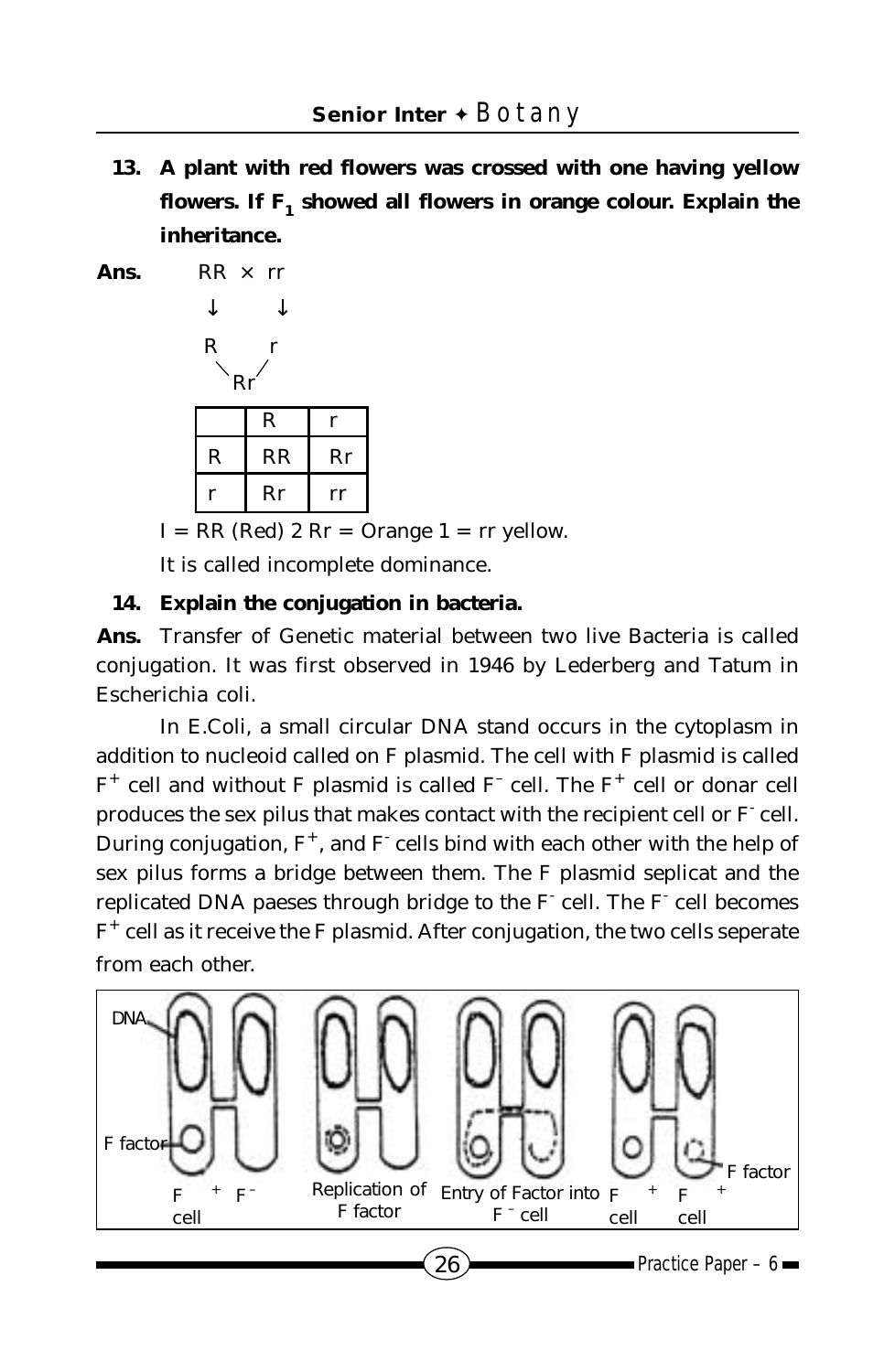**13. A plant with red flowers was crossed with one having yellow flowers. If $F_1$ showed all flowers in orange colour. Explain the inheritance.**

**Ans.** RR × rr

↓ ↓

R r

Rr

| | R | r |
|---|---|---|
| R | RR | Rr |
| r | Rr | rr |

I = RR (Red) 2 Rr = Orange 1 = rr yellow.

It is called incomplete dominance.

**14. Explain the conjugation in bacteria.**

**Ans.** Transfer of Genetic material between two live Bacteria is called conjugation. It was first observed in 1946 by Lederberg and Tatum in Escherichia coli.

In E.Coli, a small circular DNA stand occurs in the cytoplasm in addition to nucleoid called on F plasmid. The cell with F plasmid is called $F^+$ cell and without F plasmid is called $F^-$ cell. The $F^+$ cell or donar cell produces the sex pilus that makes contact with the recipient cell or $F^-$ cell. During conjugation, $F^+$, and $F^-$ cells bind with each other with the help of sex pilus forms a bridge between them. The F plasmid seplicat and the replicated DNA paeses through bridge to the $F^-$ cell. The $F^-$ cell becomes $F^+$ cell as it receive the F plasmid. After conjugation, the two cells seperate from each other.

DNA, F factor, $F^+$ cell, $F^-$, Replication of F factor, Entry of Factor into $F^-$ cell, $F^+$ cell, $F^+$ cell, F factor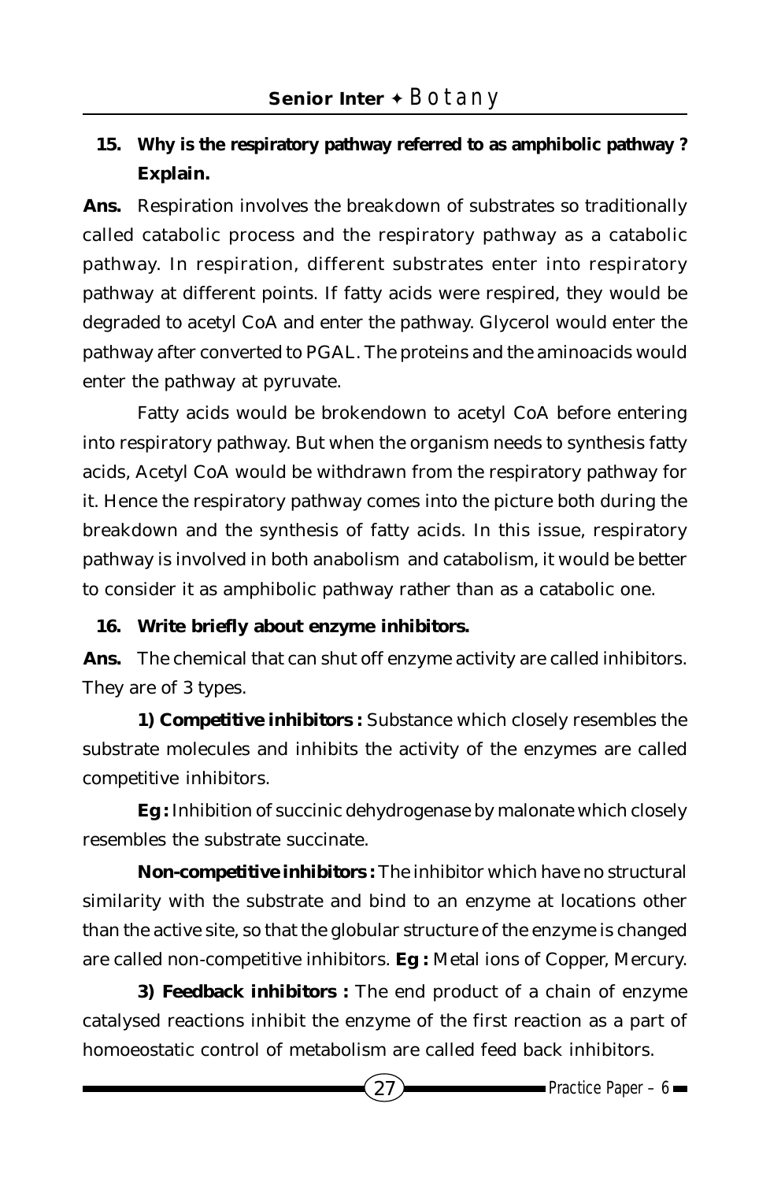**15. Why is the respiratory pathway referred to as amphibolic pathway ? Explain.**

**Ans.** Respiration involves the breakdown of substrates so traditionally called catabolic process and the respiratory pathway as a catabolic pathway. In respiration, different substrates enter into respiratory pathway at different points. If fatty acids were respired, they would be degraded to acetyl CoA and enter the pathway. Glycerol would enter the pathway after converted to PGAL. The proteins and the aminoacids would enter the pathway at pyruvate.

Fatty acids would be brokendown to acetyl CoA before entering into respiratory pathway. But when the organism needs to synthesis fatty acids, Acetyl CoA would be withdrawn from the respiratory pathway for it. Hence the respiratory pathway comes into the picture both during the breakdown and the synthesis of fatty acids. In this issue, respiratory pathway is involved in both anabolism and catabolism, it would be better to consider it as amphibolic pathway rather than as a catabolic one.

**16. Write briefly about enzyme inhibitors.**

**Ans.** The chemical that can shut off enzyme activity are called inhibitors. They are of 3 types.

**1) Competitive inhibitors :** Substance which closely resembles the substrate molecules and inhibits the activity of the enzymes are called competitive inhibitors.

**Eg :** Inhibition of succinic dehydrogenase by malonate which closely resembles the substrate succinate.

**Non-competitive inhibitors :** The inhibitor which have no structural similarity with the substrate and bind to an enzyme at locations other than the active site, so that the globular structure of the enzyme is changed are called non-competitive inhibitors. **Eg :** Metal ions of Copper, Mercury.

**3) Feedback inhibitors :** The end product of a chain of enzyme catalysed reactions inhibit the enzyme of the first reaction as a part of homoeostatic control of metabolism are called feed back inhibitors.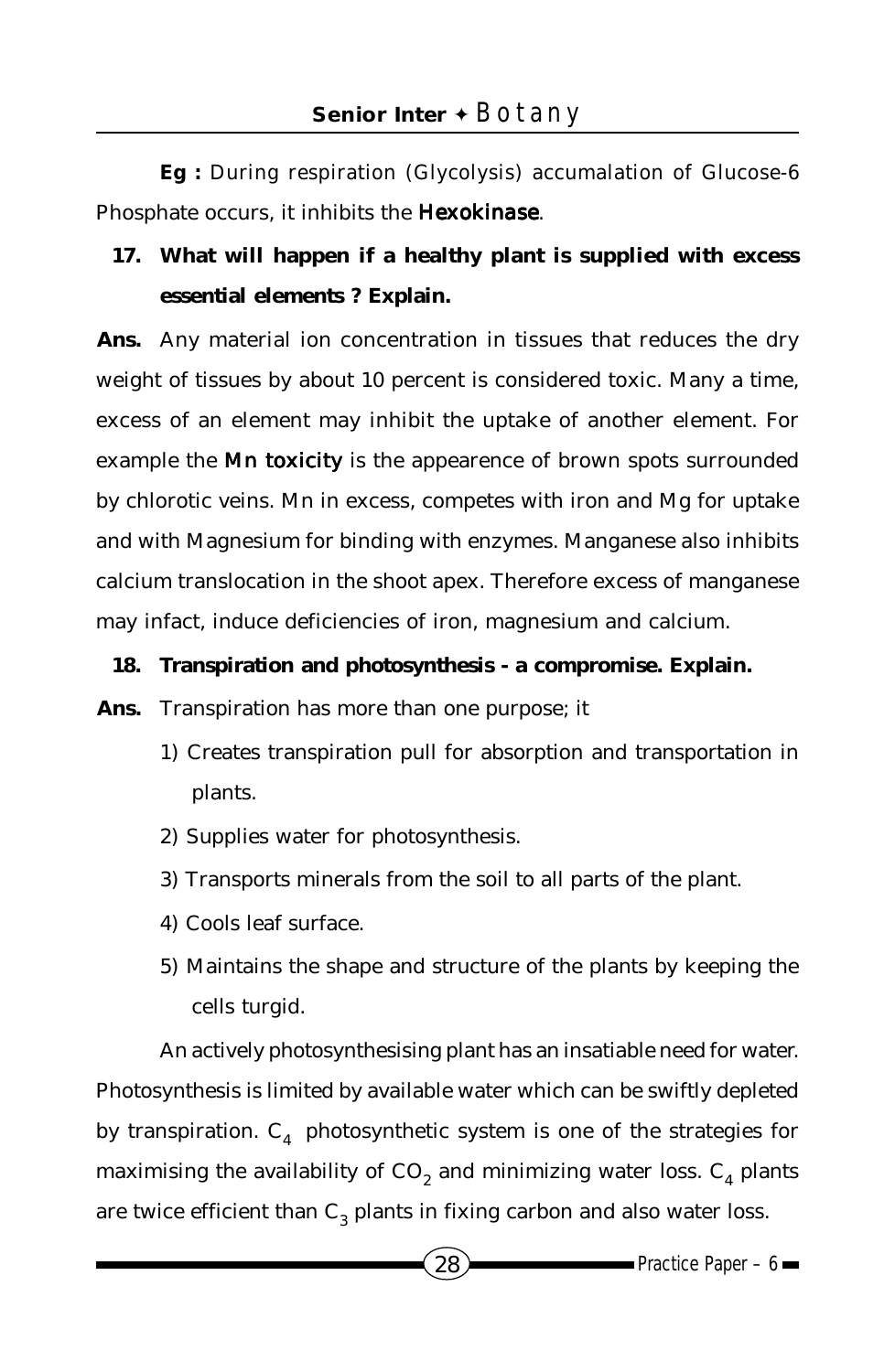**Eg :** During respiration (Glycolysis) accumalation of Glucose-6 Phosphate occurs, it inhibits the **Hexokinase**.

**17. What will happen if a healthy plant is supplied with excess essential elements ? Explain.**

**Ans.** Any material ion concentration in tissues that reduces the dry weight of tissues by about 10 percent is considered toxic. Many a time, excess of an element may inhibit the uptake of another element. For example the **Mn toxicity** is the appearence of brown spots surrounded by chlorotic veins. Mn in excess, competes with iron and Mg for uptake and with Magnesium for binding with enzymes. Manganese also inhibits calcium translocation in the shoot apex. Therefore excess of manganese may infact, induce deficiencies of iron, magnesium and calcium.

**18. Transpiration and photosynthesis - a compromise. Explain.**

**Ans.** Transpiration has more than one purpose; it

1) Creates transpiration pull for absorption and transportation in plants.
2) Supplies water for photosynthesis.
3) Transports minerals from the soil to all parts of the plant.
4) Cools leaf surface.
5) Maintains the shape and structure of the plants by keeping the cells turgid.

An actively photosynthesising plant has an insatiable need for water. Photosynthesis is limited by available water which can be swiftly depleted by transpiration. $C_4$ photosynthetic system is one of the strategies for maximising the availability of $CO_2$ and minimizing water loss. $C_4$ plants are twice efficient than $C_3$ plants in fixing carbon and also water loss.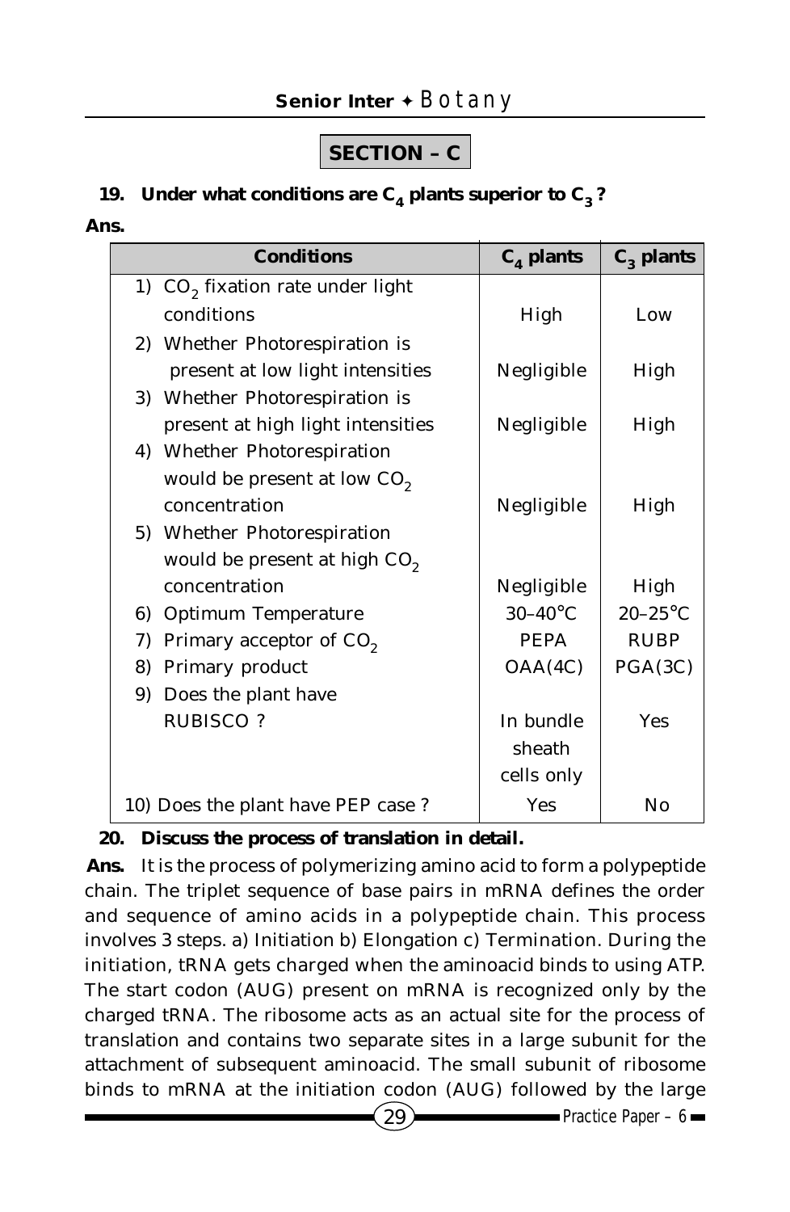## SECTION – C

**19. Under what conditions are $C_4$ plants superior to $C_3$ ?**

**Ans.**

| Conditions | $C_4$ plants | $C_3$ plants |
|---|---|---|
| 1) $CO_2$ fixation rate under light conditions | High | Low |
| 2) Whether Photorespiration is present at low light intensities | Negligible | High |
| 3) Whether Photorespiration is present at high light intensities | Negligible | High |
| 4) Whether Photorespiration would be present at low $CO_2$ concentration | Negligible | High |
| 5) Whether Photorespiration would be present at high $CO_2$ concentration | Negligible | High |
| 6) Optimum Temperature | 30–40°C | 20–25°C |
| 7) Primary acceptor of $CO_2$ | PEPA | RUBP |
| 8) Primary product | OAA(4C) | PGA(3C) |
| 9) Does the plant have RUBISCO ? | In bundle sheath cells only | Yes |
| 10) Does the plant have PEP case ? | Yes | No |

**20. Discuss the process of translation in detail.**

**Ans.** It is the process of polymerizing amino acid to form a polypeptide chain. The triplet sequence of base pairs in mRNA defines the order and sequence of amino acids in a polypeptide chain. This process involves 3 steps. a) Initiation b) Elongation c) Termination. During the initiation, tRNA gets charged when the aminoacid binds to using ATP. The start codon (AUG) present on mRNA is recognized only by the charged tRNA. The ribosome acts as an actual site for the process of translation and contains two separate sites in a large subunit for the attachment of subsequent aminoacid. The small subunit of ribosome binds to mRNA at the initiation codon (AUG) followed by the large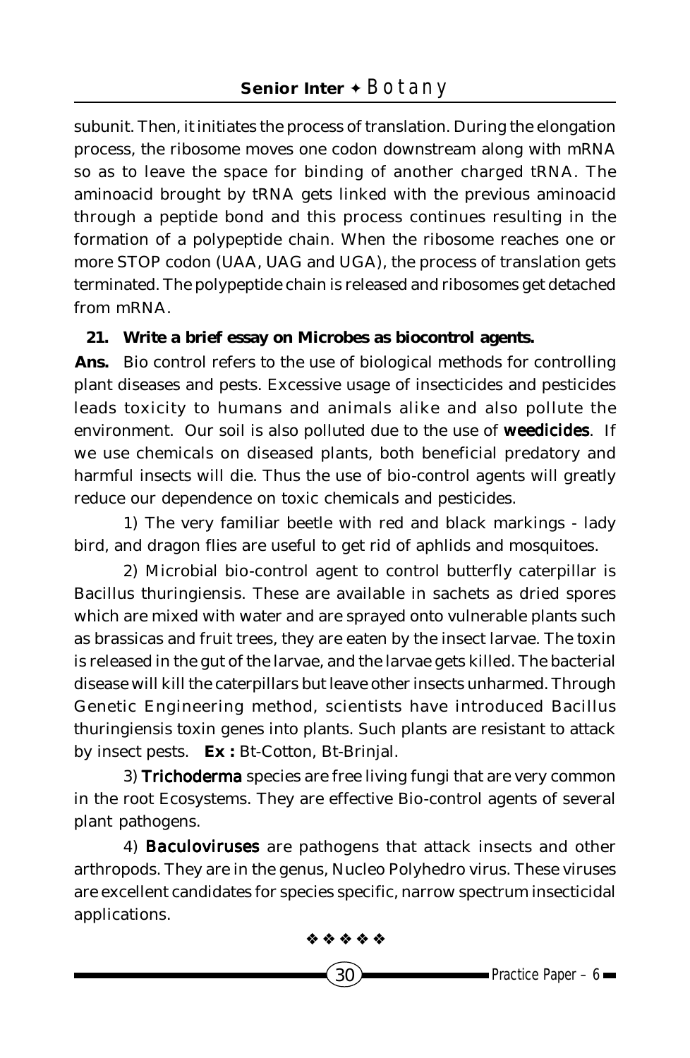subunit. Then, it initiates the process of translation. During the elongation process, the ribosome moves one codon downstream along with mRNA so as to leave the space for binding of another charged tRNA. The aminoacid brought by tRNA gets linked with the previous aminoacid through a peptide bond and this process continues resulting in the formation of a polypeptide chain. When the ribosome reaches one or more STOP codon (UAA, UAG and UGA), the process of translation gets terminated. The polypeptide chain is released and ribosomes get detached from mRNA.

**21. Write a brief essay on Microbes as biocontrol agents.**

**Ans.** Bio control refers to the use of biological methods for controlling plant diseases and pests. Excessive usage of insecticides and pesticides leads toxicity to humans and animals alike and also pollute the environment. Our soil is also polluted due to the use of **weedicides**. If we use chemicals on diseased plants, both beneficial predatory and harmful insects will die. Thus the use of bio-control agents will greatly reduce our dependence on toxic chemicals and pesticides.

1) The very familiar beetle with red and black markings - lady bird, and dragon flies are useful to get rid of aphlids and mosquitoes.

2) Microbial bio-control agent to control butterfly caterpillar is Bacillus thuringiensis. These are available in sachets as dried spores which are mixed with water and are sprayed onto vulnerable plants such as brassicas and fruit trees, they are eaten by the insect larvae. The toxin is released in the gut of the larvae, and the larvae gets killed. The bacterial disease will kill the caterpillars but leave other insects unharmed. Through Genetic Engineering method, scientists have introduced Bacillus thuringiensis toxin genes into plants. Such plants are resistant to attack by insect pests. **Ex :** Bt-Cotton, Bt-Brinjal.

3) **Trichoderma** species are free living fungi that are very common in the root Ecosystems. They are effective Bio-control agents of several plant pathogens.

4) **Baculoviruses** are pathogens that attack insects and other arthropods. They are in the genus, Nucleo Polyhedro virus. These viruses are excellent candidates for species specific, narrow spectrum insecticidal applications.

❖ ❖ ❖ ❖ ❖